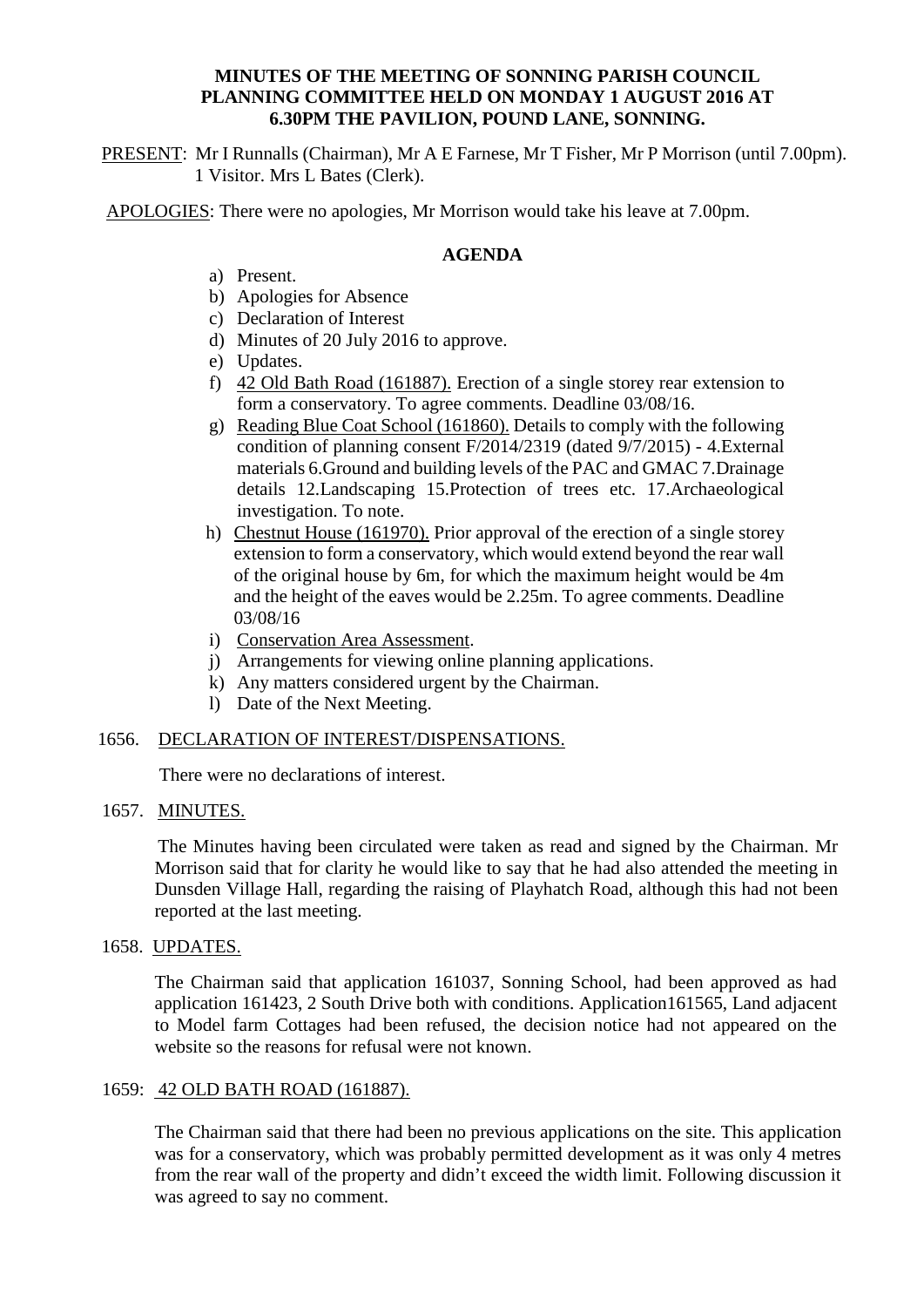# MINUTES OF THE MEETING OF SONNING PARISH COUNCIL PLANNING COMMITTEE HELD ON MONDAY 1 AUGUST 2016 AT 6.30PM THE PAVILION, POUND LANE, SONNING.

PRESENT: Mr I Runnalls (Chairman), Mr A E Farnese, Mr T Fisher, Mr P Morrison (until 7.00pm). 1 Visitor. Mrs L Bates (Clerk).

APOLOGIES: There were no apologies, Mr Morrison would take his leave at 7.00pm.

**AGENDA**

a) Present.
b) Apologies for Absence
c) Declaration of Interest
d) Minutes of 20 July 2016 to approve.
e) Updates.
f) 42 Old Bath Road (161887). Erection of a single storey rear extension to form a conservatory. To agree comments. Deadline 03/08/16.
g) Reading Blue Coat School (161860). Details to comply with the following condition of planning consent F/2014/2319 (dated 9/7/2015) - 4.External materials 6.Ground and building levels of the PAC and GMAC 7.Drainage details 12.Landscaping 15.Protection of trees etc. 17.Archaeological investigation. To note.
h) Chestnut House (161970). Prior approval of the erection of a single storey extension to form a conservatory, which would extend beyond the rear wall of the original house by 6m, for which the maximum height would be 4m and the height of the eaves would be 2.25m. To agree comments. Deadline 03/08/16
i) Conservation Area Assessment.
j) Arrangements for viewing online planning applications.
k) Any matters considered urgent by the Chairman.
l) Date of the Next Meeting.

1656. DECLARATION OF INTEREST/DISPENSATIONS.

There were no declarations of interest.

1657. MINUTES.

The Minutes having been circulated were taken as read and signed by the Chairman. Mr Morrison said that for clarity he would like to say that he had also attended the meeting in Dunsden Village Hall, regarding the raising of Playhatch Road, although this had not been reported at the last meeting.

1658. UPDATES.

The Chairman said that application 161037, Sonning School, had been approved as had application 161423, 2 South Drive both with conditions. Application161565, Land adjacent to Model farm Cottages had been refused, the decision notice had not appeared on the website so the reasons for refusal were not known.

1659: 42 OLD BATH ROAD (161887).

The Chairman said that there had been no previous applications on the site. This application was for a conservatory, which was probably permitted development as it was only 4 metres from the rear wall of the property and didn't exceed the width limit. Following discussion it was agreed to say no comment.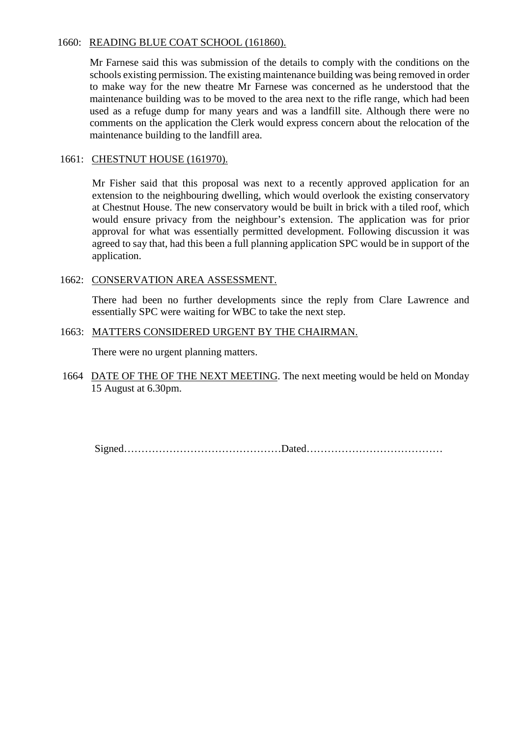1660: <u>READING BLUE COAT SCHOOL (161860).</u>

Mr Farnese said this was submission of the details to comply with the conditions on the schools existing permission. The existing maintenance building was being removed in order to make way for the new theatre Mr Farnese was concerned as he understood that the maintenance building was to be moved to the area next to the rifle range, which had been used as a refuge dump for many years and was a landfill site. Although there were no comments on the application the Clerk would express concern about the relocation of the maintenance building to the landfill area.

1661: <u>CHESTNUT HOUSE (161970).</u>

Mr Fisher said that this proposal was next to a recently approved application for an extension to the neighbouring dwelling, which would overlook the existing conservatory at Chestnut House. The new conservatory would be built in brick with a tiled roof, which would ensure privacy from the neighbour's extension. The application was for prior approval for what was essentially permitted development. Following discussion it was agreed to say that, had this been a full planning application SPC would be in support of the application.

1662: <u>CONSERVATION AREA ASSESSMENT.</u>

There had been no further developments since the reply from Clare Lawrence and essentially SPC were waiting for WBC to take the next step.

1663: <u>MATTERS CONSIDERED URGENT BY THE CHAIRMAN.</u>

There were no urgent planning matters.

1664 <u>DATE OF THE OF THE NEXT MEETING</u>. The next meeting would be held on Monday 15 August at 6.30pm.

Signed………………………………………Dated…………………………………